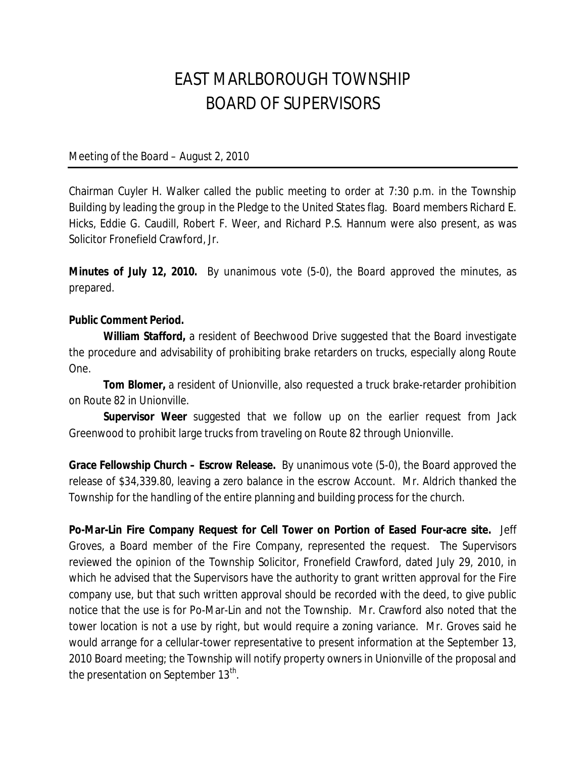# EAST MARLBOROUGH TOWNSHIP
# BOARD OF SUPERVISORS

Meeting of the Board – August 2, 2010

---

Chairman Cuyler H. Walker called the public meeting to order at 7:30 p.m. in the Township Building by leading the group in the Pledge to the United States flag. Board members Richard E. Hicks, Eddie G. Caudill, Robert F. Weer, and Richard P.S. Hannum were also present, as was Solicitor Fronefield Crawford, Jr.

**Minutes of July 12, 2010.** By unanimous vote (5-0), the Board approved the minutes, as prepared.

**Public Comment Period.**

**William Stafford,** a resident of Beechwood Drive suggested that the Board investigate the procedure and advisability of prohibiting brake retarders on trucks, especially along Route One.

**Tom Blomer,** a resident of Unionville, also requested a truck brake-retarder prohibition on Route 82 in Unionville.

**Supervisor Weer** suggested that we follow up on the earlier request from Jack Greenwood to prohibit large trucks from traveling on Route 82 through Unionville.

**Grace Fellowship Church – Escrow Release.** By unanimous vote (5-0), the Board approved the release of $34,339.80, leaving a zero balance in the escrow Account. Mr. Aldrich thanked the Township for the handling of the entire planning and building process for the church.

**Po-Mar-Lin Fire Company Request for Cell Tower on Portion of Eased Four-acre site.** Jeff Groves, a Board member of the Fire Company, represented the request. The Supervisors reviewed the opinion of the Township Solicitor, Fronefield Crawford, dated July 29, 2010, in which he advised that the Supervisors have the authority to grant written approval for the Fire company use, but that such written approval should be recorded with the deed, to give public notice that the use is for Po-Mar-Lin and not the Township. Mr. Crawford also noted that the tower location is not a use by right, but would require a zoning variance. Mr. Groves said he would arrange for a cellular-tower representative to present information at the September 13, 2010 Board meeting; the Township will notify property owners in Unionville of the proposal and the presentation on September 13th.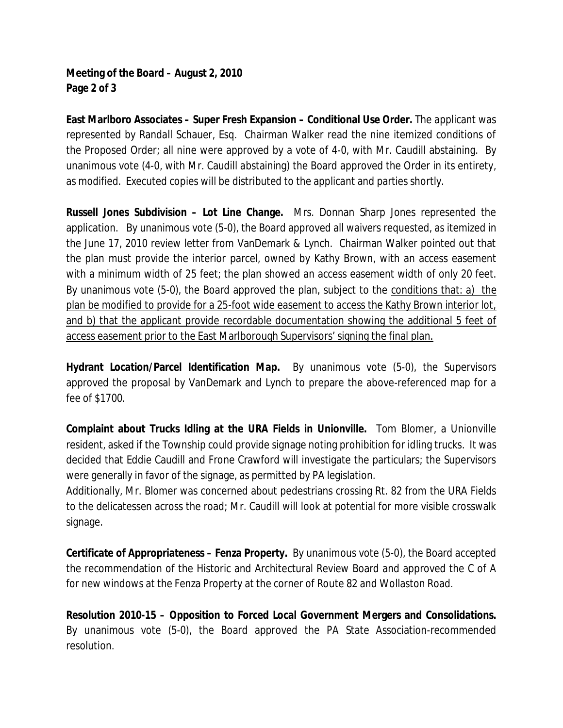**East Marlboro Associates – Super Fresh Expansion – Conditional Use Order.** The applicant was represented by Randall Schauer, Esq. Chairman Walker read the nine itemized conditions of the Proposed Order; all nine were approved by a vote of 4-0, with Mr. Caudill abstaining. By unanimous vote (4-0, with Mr. Caudill abstaining) the Board approved the Order in its entirety, as modified. Executed copies will be distributed to the applicant and parties shortly.

**Russell Jones Subdivision – Lot Line Change.** Mrs. Donnan Sharp Jones represented the application. By unanimous vote (5-0), the Board approved all waivers requested, as itemized in the June 17, 2010 review letter from VanDemark & Lynch. Chairman Walker pointed out that the plan must provide the interior parcel, owned by Kathy Brown, with an access easement with a minimum width of 25 feet; the plan showed an access easement width of only 20 feet. By unanimous vote (5-0), the Board approved the plan, subject to the <u>conditions that: a) the plan be modified to provide for a 25-foot wide easement to access the Kathy Brown interior lot, and b) that the applicant provide recordable documentation showing the additional 5 feet of access easement prior to the East Marlborough Supervisors' signing the final plan.</u>

**Hydrant Location/Parcel Identification Map.** By unanimous vote (5-0), the Supervisors approved the proposal by VanDemark and Lynch to prepare the above-referenced map for a fee of $1700.

**Complaint about Trucks Idling at the URA Fields in Unionville.** Tom Blomer, a Unionville resident, asked if the Township could provide signage noting prohibition for idling trucks. It was decided that Eddie Caudill and Frone Crawford will investigate the particulars; the Supervisors were generally in favor of the signage, as permitted by PA legislation.

Additionally, Mr. Blomer was concerned about pedestrians crossing Rt. 82 from the URA Fields to the delicatessen across the road; Mr. Caudill will look at potential for more visible crosswalk signage.

**Certificate of Appropriateness – Fenza Property.** By unanimous vote (5-0), the Board accepted the recommendation of the Historic and Architectural Review Board and approved the C of A for new windows at the Fenza Property at the corner of Route 82 and Wollaston Road.

**Resolution 2010-15 – Opposition to Forced Local Government Mergers and Consolidations.** By unanimous vote (5-0), the Board approved the PA State Association-recommended resolution.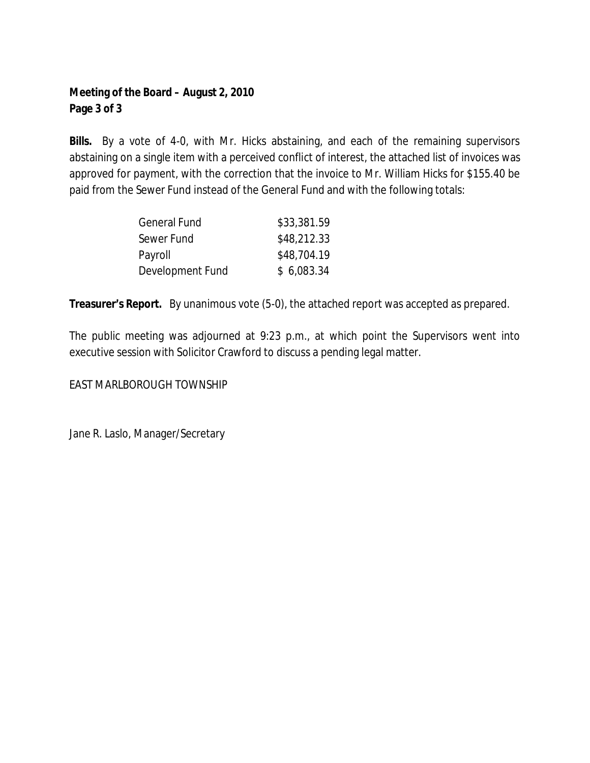**Bills.** By a vote of 4-0, with Mr. Hicks abstaining, and each of the remaining supervisors abstaining on a single item with a perceived conflict of interest, the attached list of invoices was approved for payment, with the correction that the invoice to Mr. William Hicks for $155.40 be paid from the Sewer Fund instead of the General Fund and with the following totals:

| | |
|---|---|
| General Fund | $33,381.59 |
| Sewer Fund | $48,212.33 |
| Payroll | $48,704.19 |
| Development Fund | $ 6,083.34 |

**Treasurer's Report.** By unanimous vote (5-0), the attached report was accepted as prepared.

The public meeting was adjourned at 9:23 p.m., at which point the Supervisors went into executive session with Solicitor Crawford to discuss a pending legal matter.

EAST MARLBOROUGH TOWNSHIP

Jane R. Laslo, Manager/Secretary